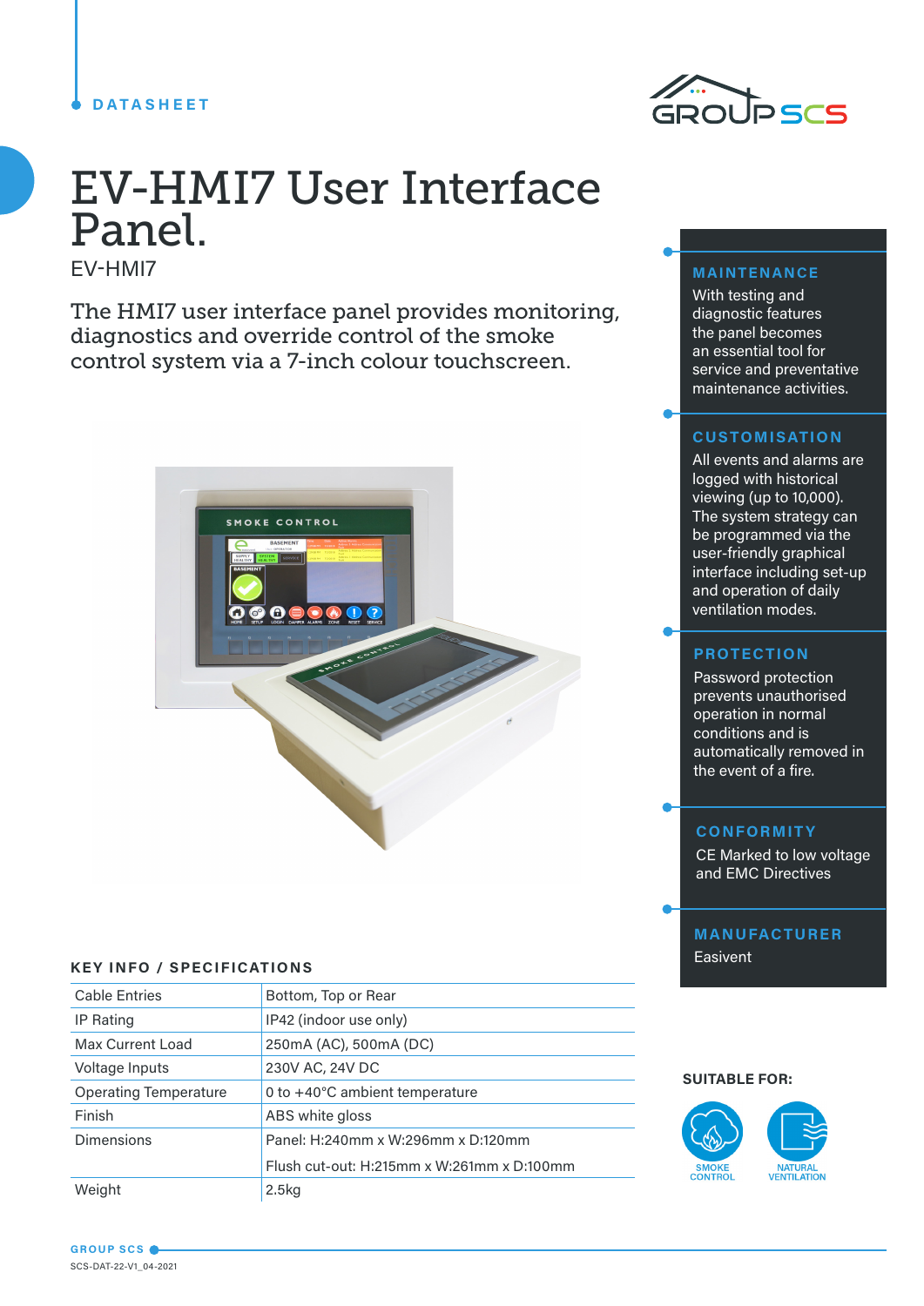DATASHEET

# EV-HMI7 User Interface Panel.

EV-HMI7

The HMI7 user interface panel provides monitoring, diagnostics and override control of the smoke control system via a 7-inch colour touchscreen.

## MAINTENANCE

With testing and diagnostic features the panel becomes an essential tool for service and preventative maintenance activities.

## CUSTOMISATION

All events and alarms are logged with historical viewing (up to 10,000). The system strategy can be programmed via the user-friendly graphical interface including set-up and operation of daily ventilation modes.

## PROTECTION

Password protection prevents unauthorised operation in normal conditions and is automatically removed in the event of a fire.

## CONFORMITY

CE Marked to low voltage and EMC Directives

## MANUFACTURER

Easivent

## KEY INFO / SPECIFICATIONS

| | |
|---|---|
| Cable Entries | Bottom, Top or Rear |
| IP Rating | IP42 (indoor use only) |
| Max Current Load | 250mA (AC), 500mA (DC) |
| Voltage Inputs | 230V AC, 24V DC |
| Operating Temperature | 0 to +40°C ambient temperature |
| Finish | ABS white gloss |
| Dimensions | Panel: H:240mm x W:296mm x D:120mm<br>Flush cut-out: H:215mm x W:261mm x D:100mm |
| Weight | 2.5kg |

**SUITABLE FOR:**

SMOKE CONTROL

NATURAL VENTILATION

GROUP SCS

SCS-DAT-22-V1_04-2021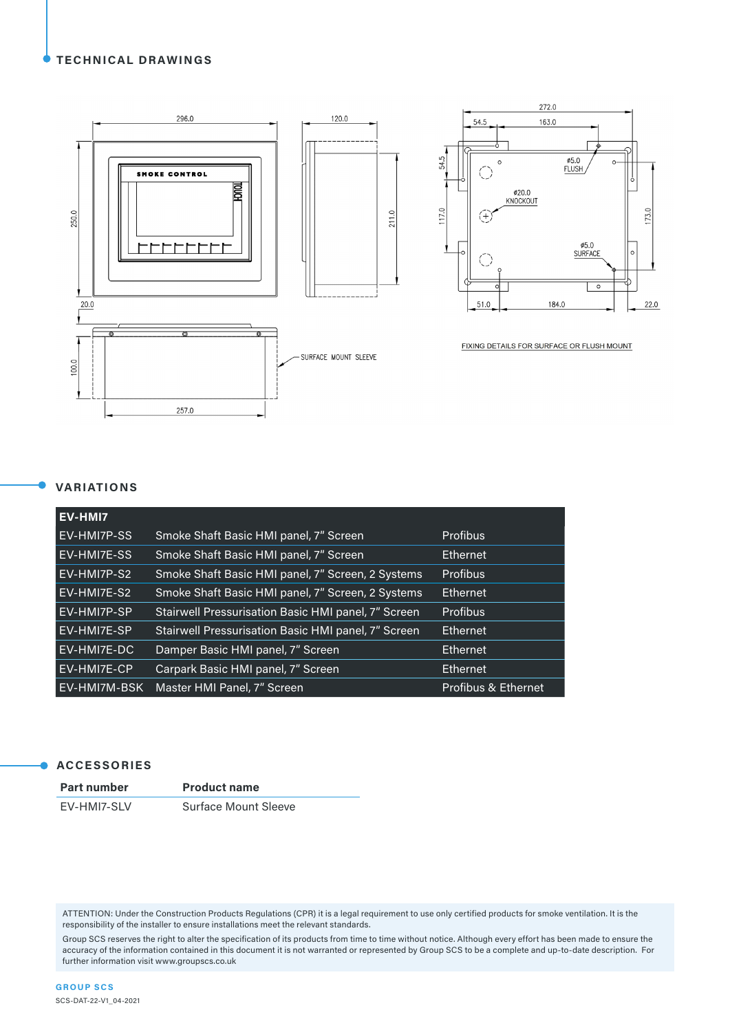## TECHNICAL DRAWINGS

296.0
120.0
250.0
211.0
SMOKE CONTROL
TOUCH
20.0
100.0
257.0
SURFACE MOUNT SLEEVE

272.0
54.5
163.0
54.5
117.0
173.0
ø5.0
FLUSH
ø20.0
KNOCKOUT
ø5.0
SURFACE
51.0
184.0
22.0

FIXING DETAILS FOR SURFACE OR FLUSH MOUNT

## VARIATIONS

| EV-HMI7 | | |
|---|---|---|
| EV-HMI7P-SS | Smoke Shaft Basic HMI panel, 7" Screen | Profibus |
| EV-HMI7E-SS | Smoke Shaft Basic HMI panel, 7" Screen | Ethernet |
| EV-HMI7P-S2 | Smoke Shaft Basic HMI panel, 7" Screen, 2 Systems | Profibus |
| EV-HMI7E-S2 | Smoke Shaft Basic HMI panel, 7" Screen, 2 Systems | Ethernet |
| EV-HMI7P-SP | Stairwell Pressurisation Basic HMI panel, 7" Screen | Profibus |
| EV-HMI7E-SP | Stairwell Pressurisation Basic HMI panel, 7" Screen | Ethernet |
| EV-HMI7E-DC | Damper Basic HMI panel, 7" Screen | Ethernet |
| EV-HMI7E-CP | Carpark Basic HMI panel, 7" Screen | Ethernet |
| EV-HMI7M-BSK | Master HMI Panel, 7" Screen | Profibus & Ethernet |

## ACCESSORIES

| Part number | Product name |
|---|---|
| EV-HMI7-SLV | Surface Mount Sleeve |

ATTENTION: Under the Construction Products Regulations (CPR) it is a legal requirement to use only certified products for smoke ventilation. It is the responsibility of the installer to ensure installations meet the relevant standards.

Group SCS reserves the right to alter the specification of its products from time to time without notice. Although every effort has been made to ensure the accuracy of the information contained in this document it is not warranted or represented by Group SCS to be a complete and up-to-date description. For further information visit www.groupscs.co.uk

GROUP SCS

SCS-DAT-22-V1_04-2021